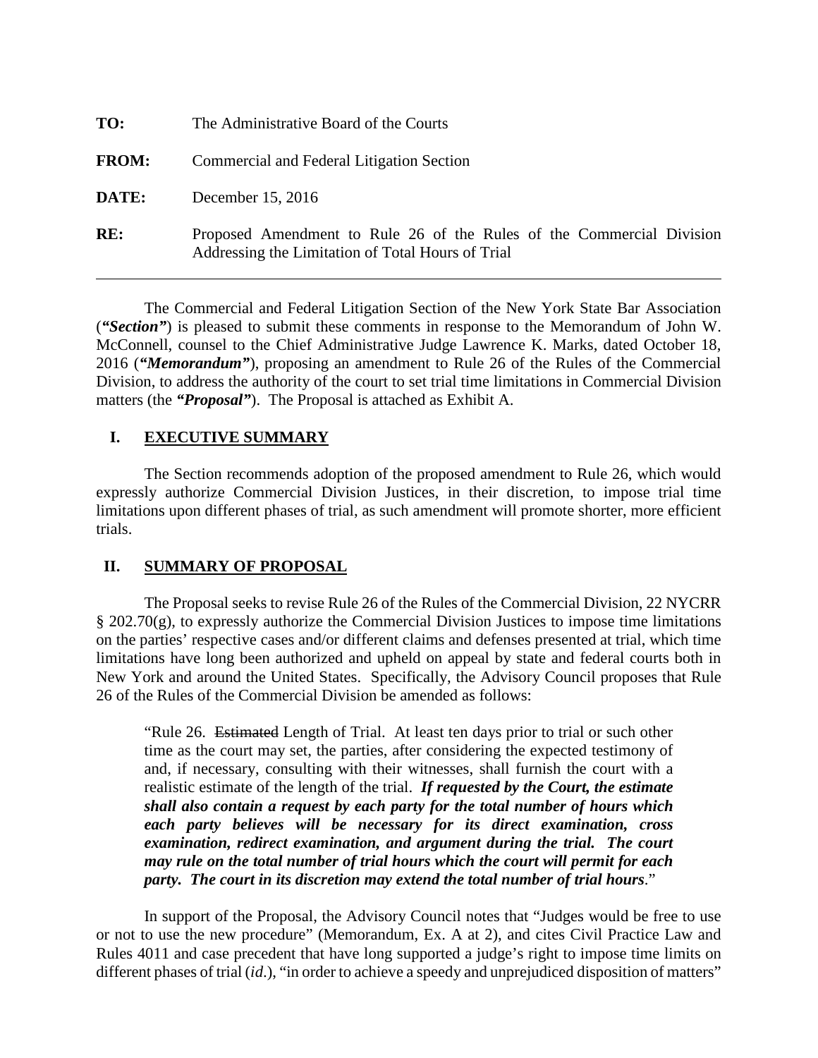**TO:** The Administrative Board of the Courts

**FROM:** Commercial and Federal Litigation Section

**DATE:** December 15, 2016

**RE:** Proposed Amendment to Rule 26 of the Rules of the Commercial Division Addressing the Limitation of Total Hours of Trial

---

The Commercial and Federal Litigation Section of the New York State Bar Association (***"Section"***) is pleased to submit these comments in response to the Memorandum of John W. McConnell, counsel to the Chief Administrative Judge Lawrence K. Marks, dated October 18, 2016 (***"Memorandum"***), proposing an amendment to Rule 26 of the Rules of the Commercial Division, to address the authority of the court to set trial time limitations in Commercial Division matters (the ***"Proposal"***). The Proposal is attached as Exhibit A.

## I. EXECUTIVE SUMMARY

The Section recommends adoption of the proposed amendment to Rule 26, which would expressly authorize Commercial Division Justices, in their discretion, to impose trial time limitations upon different phases of trial, as such amendment will promote shorter, more efficient trials.

## II. SUMMARY OF PROPOSAL

The Proposal seeks to revise Rule 26 of the Rules of the Commercial Division, 22 NYCRR § 202.70(g), to expressly authorize the Commercial Division Justices to impose time limitations on the parties' respective cases and/or different claims and defenses presented at trial, which time limitations have long been authorized and upheld on appeal by state and federal courts both in New York and around the United States. Specifically, the Advisory Council proposes that Rule 26 of the Rules of the Commercial Division be amended as follows:

> "Rule 26. ~~Estimated~~ Length of Trial. At least ten days prior to trial or such other time as the court may set, the parties, after considering the expected testimony of and, if necessary, consulting with their witnesses, shall furnish the court with a realistic estimate of the length of the trial. ***If requested by the Court, the estimate shall also contain a request by each party for the total number of hours which each party believes will be necessary for its direct examination, cross examination, redirect examination, and argument during the trial. The court may rule on the total number of trial hours which the court will permit for each party. The court in its discretion may extend the total number of trial hours***."

In support of the Proposal, the Advisory Council notes that "Judges would be free to use or not to use the new procedure" (Memorandum, Ex. A at 2), and cites Civil Practice Law and Rules 4011 and case precedent that have long supported a judge's right to impose time limits on different phases of trial (*id*.), "in order to achieve a speedy and unprejudiced disposition of matters"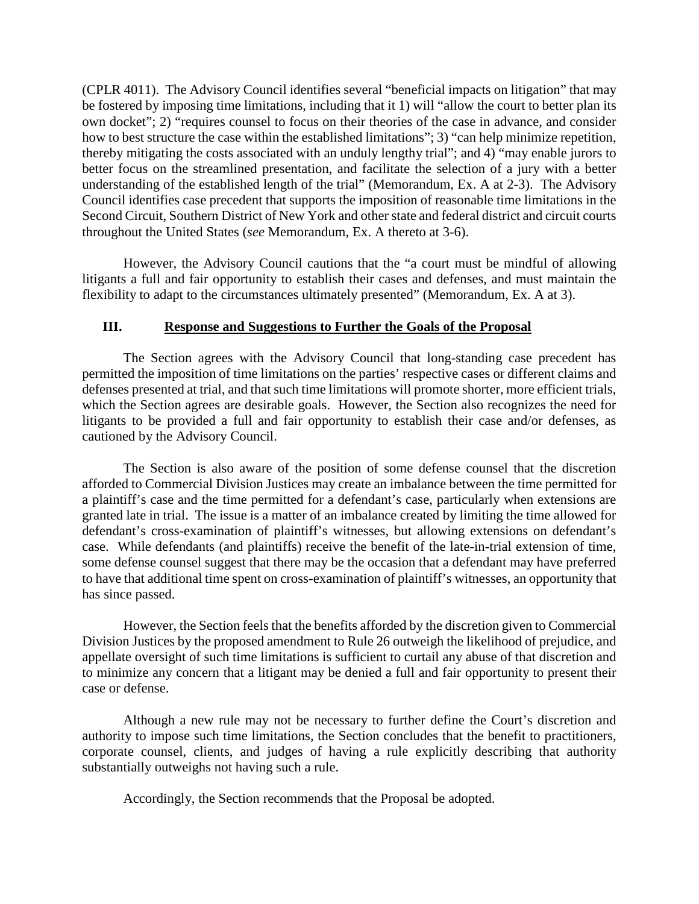(CPLR 4011). The Advisory Council identifies several "beneficial impacts on litigation" that may be fostered by imposing time limitations, including that it 1) will "allow the court to better plan its own docket"; 2) "requires counsel to focus on their theories of the case in advance, and consider how to best structure the case within the established limitations"; 3) "can help minimize repetition, thereby mitigating the costs associated with an unduly lengthy trial"; and 4) "may enable jurors to better focus on the streamlined presentation, and facilitate the selection of a jury with a better understanding of the established length of the trial" (Memorandum, Ex. A at 2-3). The Advisory Council identifies case precedent that supports the imposition of reasonable time limitations in the Second Circuit, Southern District of New York and other state and federal district and circuit courts throughout the United States (*see* Memorandum, Ex. A thereto at 3-6).

However, the Advisory Council cautions that the "a court must be mindful of allowing litigants a full and fair opportunity to establish their cases and defenses, and must maintain the flexibility to adapt to the circumstances ultimately presented" (Memorandum, Ex. A at 3).

## III. <u>Response and Suggestions to Further the Goals of the Proposal</u>

The Section agrees with the Advisory Council that long-standing case precedent has permitted the imposition of time limitations on the parties' respective cases or different claims and defenses presented at trial, and that such time limitations will promote shorter, more efficient trials, which the Section agrees are desirable goals. However, the Section also recognizes the need for litigants to be provided a full and fair opportunity to establish their case and/or defenses, as cautioned by the Advisory Council.

The Section is also aware of the position of some defense counsel that the discretion afforded to Commercial Division Justices may create an imbalance between the time permitted for a plaintiff's case and the time permitted for a defendant's case, particularly when extensions are granted late in trial. The issue is a matter of an imbalance created by limiting the time allowed for defendant's cross-examination of plaintiff's witnesses, but allowing extensions on defendant's case. While defendants (and plaintiffs) receive the benefit of the late-in-trial extension of time, some defense counsel suggest that there may be the occasion that a defendant may have preferred to have that additional time spent on cross-examination of plaintiff's witnesses, an opportunity that has since passed.

However, the Section feels that the benefits afforded by the discretion given to Commercial Division Justices by the proposed amendment to Rule 26 outweigh the likelihood of prejudice, and appellate oversight of such time limitations is sufficient to curtail any abuse of that discretion and to minimize any concern that a litigant may be denied a full and fair opportunity to present their case or defense.

Although a new rule may not be necessary to further define the Court's discretion and authority to impose such time limitations, the Section concludes that the benefit to practitioners, corporate counsel, clients, and judges of having a rule explicitly describing that authority substantially outweighs not having such a rule.

Accordingly, the Section recommends that the Proposal be adopted.